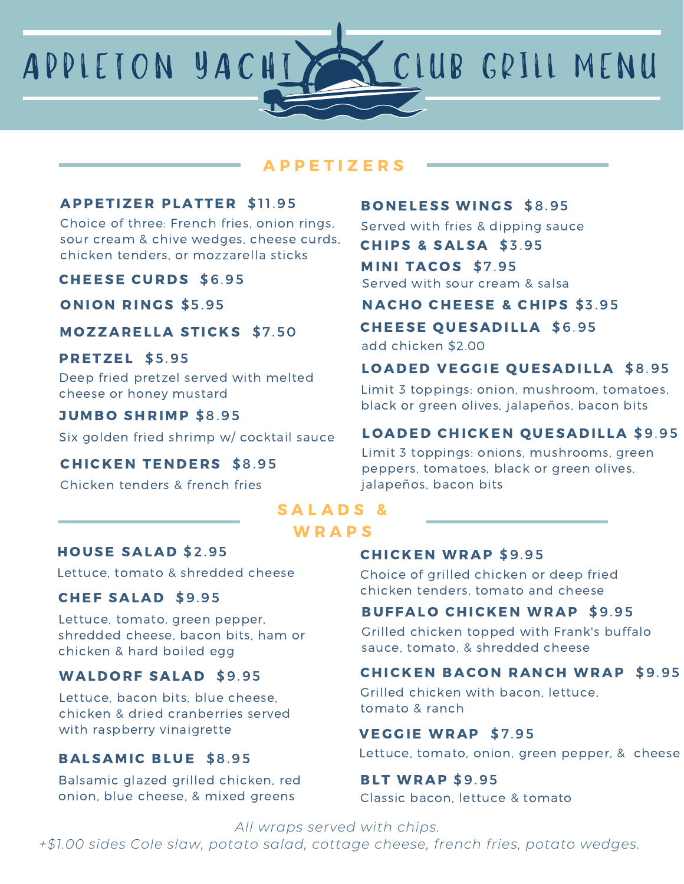# APPLETON YACHT CLUB GRILL MENU

## APPETIZERS

### APPETIZER PLATTER $11.95
Choice of three: French fries, onion rings, sour cream & chive wedges, cheese curds, chicken tenders, or mozzarella sticks

### CHEESE CURDS $6.95

### ONION RINGS $5.95

### MOZZARELLA STICKS $7.50

### PRETZEL $5.95
Deep fried pretzel served with melted cheese or honey mustard

### JUMBO SHRIMP $8.95
Six golden fried shrimp w/ cocktail sauce

### CHICKEN TENDERS $8.95
Chicken tenders & french fries

### BONELESS WINGS $8.95
Served with fries & dipping sauce

### CHIPS & SALSA $3.95

### MINI TACOS $7.95
Served with sour cream & salsa

### NACHO CHEESE & CHIPS $3.95

### CHEESE QUESADILLA $6.95
add chicken $2.00

### LOADED VEGGIE QUESADILLA $8.95
Limit 3 toppings: onion, mushroom, tomatoes, black or green olives, jalapeños, bacon bits

### LOADED CHICKEN QUESADILLA $9.95
Limit 3 toppings: onions, mushrooms, green peppers, tomatoes, black or green olives, jalapeños, bacon bits

## SALADS & WRAPS

### HOUSE SALAD $2.95
Lettuce, tomato & shredded cheese

### CHEF SALAD $9.95
Lettuce, tomato, green pepper, shredded cheese, bacon bits, ham or chicken & hard boiled egg

### WALDORF SALAD $9.95
Lettuce, bacon bits, blue cheese, chicken & dried cranberries served with raspberry vinaigrette

### BALSAMIC BLUE $8.95
Balsamic glazed grilled chicken, red onion, blue cheese, & mixed greens

### CHICKEN WRAP $9.95
Choice of grilled chicken or deep fried chicken tenders, tomato and cheese

### BUFFALO CHICKEN WRAP $9.95
Grilled chicken topped with Frank's buffalo sauce, tomato, & shredded cheese

### CHICKEN BACON RANCH WRAP $9.95
Grilled chicken with bacon, lettuce, tomato & ranch

### VEGGIE WRAP $7.95
Lettuce, tomato, onion, green pepper, & cheese

### BLT WRAP $9.95
Classic bacon, lettuce & tomato

*All wraps served with chips.*
*+$1.00 sides Cole slaw, potato salad, cottage cheese, french fries, potato wedges.*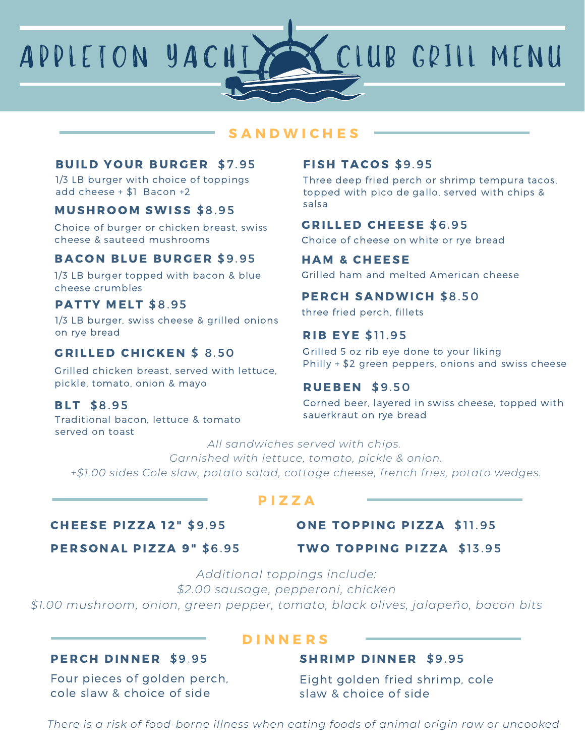# APPLETON YACHT CLUB GRILL MENU

## SANDWICHES

### BUILD YOUR BURGER $7.95
1/3 LB burger with choice of toppings
add cheese + $1 Bacon +2

### MUSHROOM SWISS $8.95
Choice of burger or chicken breast, swiss cheese & sauteed mushrooms

### BACON BLUE BURGER $9.95
1/3 LB burger topped with bacon & blue cheese crumbles

### PATTY MELT $8.95
1/3 LB burger, swiss cheese & grilled onions on rye bread

### GRILLED CHICKEN $ 8.50
Grilled chicken breast, served with lettuce, pickle, tomato, onion & mayo

### BLT $8.95
Traditional bacon, lettuce & tomato served on toast

### FISH TACOS $9.95
Three deep fried perch or shrimp tempura tacos, topped with pico de gallo, served with chips & salsa

### GRILLED CHEESE $6.95
Choice of cheese on white or rye bread

### HAM & CHEESE
Grilled ham and melted American cheese

### PERCH SANDWICH $8.50
three fried perch, fillets

### RIB EYE $11.95
Grilled 5 oz rib eye done to your liking
Philly + $2 green peppers, onions and swiss cheese

### RUEBEN $9.50
Corned beer, layered in swiss cheese, topped with sauerkraut on rye bread

*All sandwiches served with chips.*
*Garnished with lettuce, tomato, pickle & onion.*
*+$1.00 sides Cole slaw, potato salad, cottage cheese, french fries, potato wedges.*

## PIZZA

**CHEESE PIZZA 12" $9.95**

**PERSONAL PIZZA 9" $6.95**

**ONE TOPPING PIZZA $11.95**

**TWO TOPPING PIZZA $13.95**

*Additional toppings include:*
*$2.00 sausage, pepperoni, chicken*
*$1.00 mushroom, onion, green pepper, tomato, black olives, jalapeño, bacon bits*

## DINNERS

### PERCH DINNER $9.95
Four pieces of golden perch, cole slaw & choice of side

### SHRIMP DINNER $9.95
Eight golden fried shrimp, cole slaw & choice of side

*There is a risk of food-borne illness when eating foods of animal origin raw or uncooked*